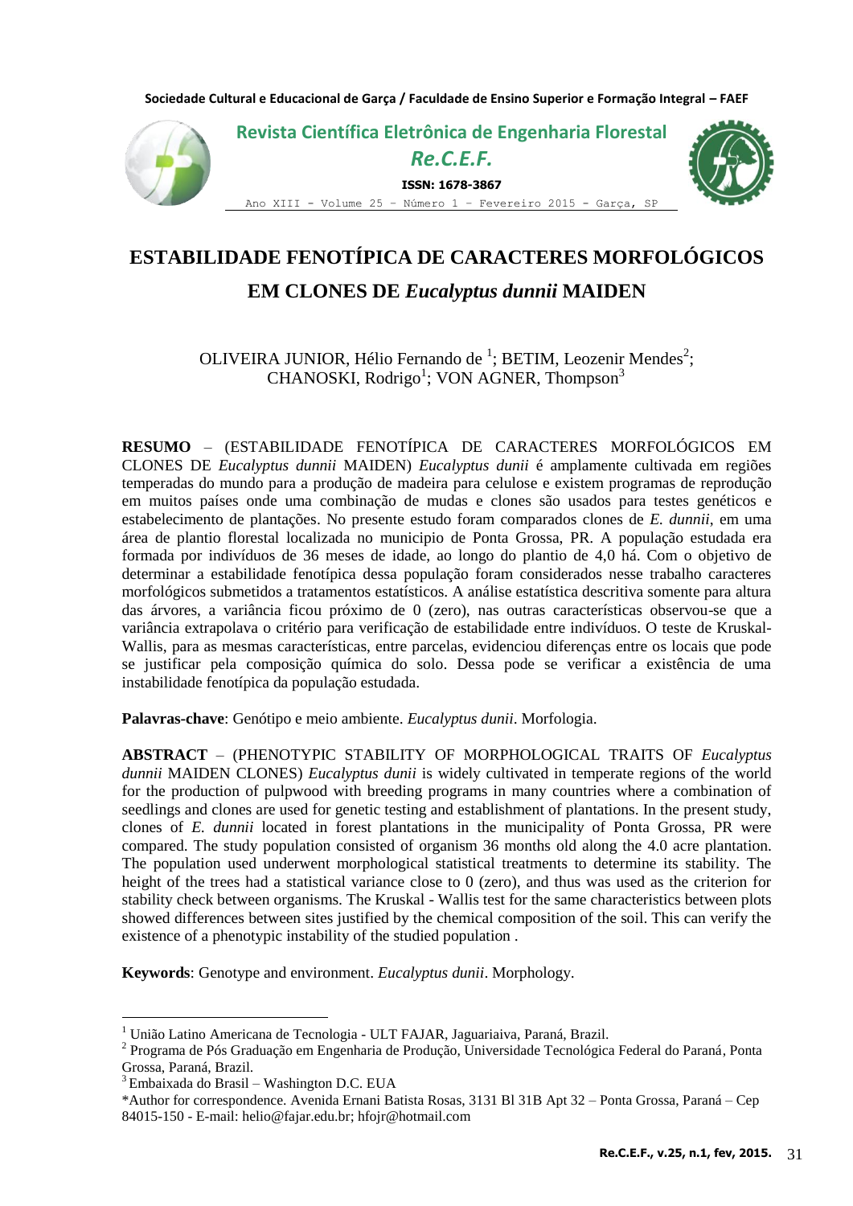# ESTABILIDADE FENOTÍPICA DE CARACTERES MORFOLÓGICOS EM CLONES DE *Eucalyptus dunnii* MAIDEN

OLIVEIRA JUNIOR, Hélio Fernando de [1]; BETIM, Leozenir Mendes[2]; CHANOSKI, Rodrigo[1]; VON AGNER, Thompson[3]

**RESUMO** – (ESTABILIDADE FENOTÍPICA DE CARACTERES MORFOLÓGICOS EM CLONES DE *Eucalyptus dunnii* MAIDEN) *Eucalyptus dunii* é amplamente cultivada em regiões temperadas do mundo para a produção de madeira para celulose e existem programas de reprodução em muitos países onde uma combinação de mudas e clones são usados para testes genéticos e estabelecimento de plantações. No presente estudo foram comparados clones de *E. dunnii*, em uma área de plantio florestal localizada no municipio de Ponta Grossa, PR. A população estudada era formada por indivíduos de 36 meses de idade, ao longo do plantio de 4,0 há. Com o objetivo de determinar a estabilidade fenotípica dessa população foram considerados nesse trabalho caracteres morfológicos submetidos a tratamentos estatísticos. A análise estatística descritiva somente para altura das árvores, a variância ficou próximo de 0 (zero), nas outras características observou-se que a variância extrapolava o critério para verificação de estabilidade entre indivíduos. O teste de Kruskal-Wallis, para as mesmas características, entre parcelas, evidenciou diferenças entre os locais que pode se justificar pela composição química do solo. Dessa pode se verificar a existência de uma instabilidade fenotípica da população estudada.

**Palavras-chave**: Genótipo e meio ambiente. *Eucalyptus dunii*. Morfologia.

**ABSTRACT** – (PHENOTYPIC STABILITY OF MORPHOLOGICAL TRAITS OF *Eucalyptus dunnii* MAIDEN CLONES) *Eucalyptus dunii* is widely cultivated in temperate regions of the world for the production of pulpwood with breeding programs in many countries where a combination of seedlings and clones are used for genetic testing and establishment of plantations. In the present study, clones of *E. dunnii* located in forest plantations in the municipality of Ponta Grossa, PR were compared. The study population consisted of organism 36 months old along the 4.0 acre plantation. The population used underwent morphological statistical treatments to determine its stability. The height of the trees had a statistical variance close to 0 (zero), and thus was used as the criterion for stability check between organisms. The Kruskal - Wallis test for the same characteristics between plots showed differences between sites justified by the chemical composition of the soil. This can verify the existence of a phenotypic instability of the studied population .

**Keywords**: Genotype and environment. *Eucalyptus dunii*. Morphology.

---

[1] União Latino Americana de Tecnologia - ULT FAJAR, Jaguariaiva, Paraná, Brazil.

[2] Programa de Pós Graduação em Engenharia de Produção, Universidade Tecnológica Federal do Paraná, Ponta Grossa, Paraná, Brazil.

[3] Embaixada do Brasil – Washington D.C. EUA

*Author for correspondence. Avenida Ernani Batista Rosas, 3131 Bl 31B Apt 32 – Ponta Grossa, Paraná – Cep 84015-150 - E-mail: helio@fajar.edu.br; hfojr@hotmail.com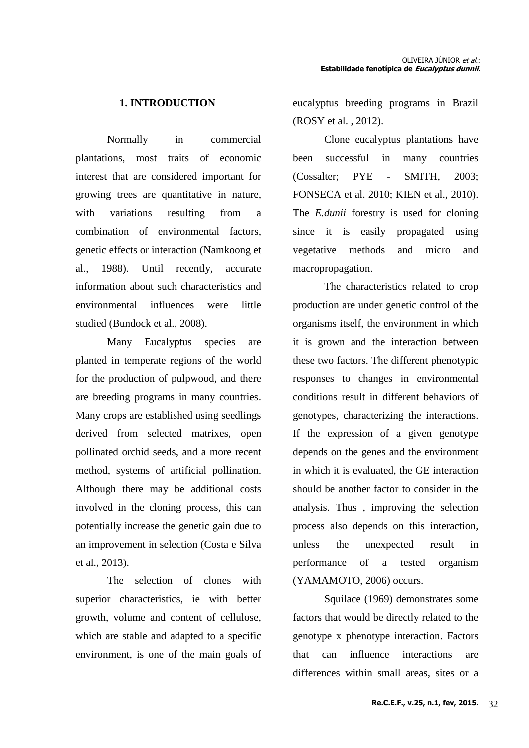## 1. INTRODUCTION

Normally in commercial plantations, most traits of economic interest that are considered important for growing trees are quantitative in nature, with variations resulting from a combination of environmental factors, genetic effects or interaction (Namkoong et al., 1988). Until recently, accurate information about such characteristics and environmental influences were little studied (Bundock et al., 2008).

Many Eucalyptus species are planted in temperate regions of the world for the production of pulpwood, and there are breeding programs in many countries. Many crops are established using seedlings derived from selected matrixes, open pollinated orchid seeds, and a more recent method, systems of artificial pollination. Although there may be additional costs involved in the cloning process, this can potentially increase the genetic gain due to an improvement in selection (Costa e Silva et al., 2013).

The selection of clones with superior characteristics, ie with better growth, volume and content of cellulose, which are stable and adapted to a specific environment, is one of the main goals of eucalyptus breeding programs in Brazil (ROSY et al. , 2012).

Clone eucalyptus plantations have been successful in many countries (Cossalter; PYE - SMITH, 2003; FONSECA et al. 2010; KIEN et al., 2010). The *E.dunii* forestry is used for cloning since it is easily propagated using vegetative methods and micro and macropropagation.

The characteristics related to crop production are under genetic control of the organisms itself, the environment in which it is grown and the interaction between these two factors. The different phenotypic responses to changes in environmental conditions result in different behaviors of genotypes, characterizing the interactions. If the expression of a given genotype depends on the genes and the environment in which it is evaluated, the GE interaction should be another factor to consider in the analysis. Thus , improving the selection process also depends on this interaction, unless the unexpected result in performance of a tested organism (YAMAMOTO, 2006) occurs.

Squilace (1969) demonstrates some factors that would be directly related to the genotype x phenotype interaction. Factors that can influence interactions are differences within small areas, sites or a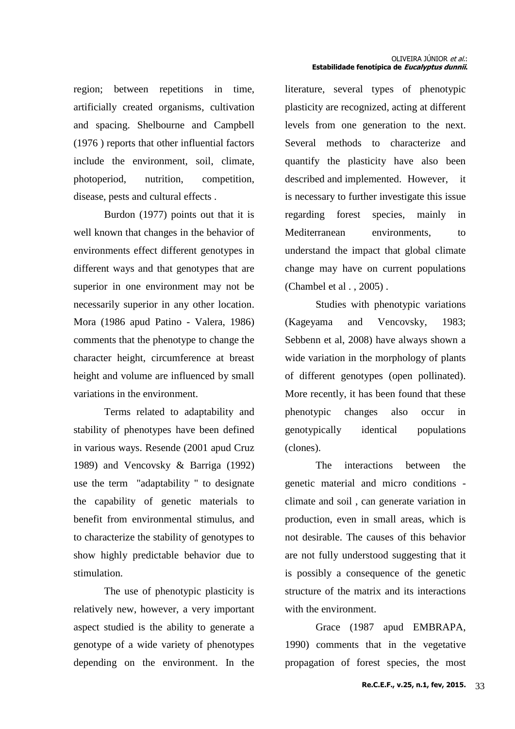region; between repetitions in time, artificially created organisms, cultivation and spacing. Shelbourne and Campbell (1976 ) reports that other influential factors include the environment, soil, climate, photoperiod, nutrition, competition, disease, pests and cultural effects .

Burdon (1977) points out that it is well known that changes in the behavior of environments effect different genotypes in different ways and that genotypes that are superior in one environment may not be necessarily superior in any other location. Mora (1986 apud Patino - Valera, 1986) comments that the phenotype to change the character height, circumference at breast height and volume are influenced by small variations in the environment.

Terms related to adaptability and stability of phenotypes have been defined in various ways. Resende (2001 apud Cruz 1989) and Vencovsky & Barriga (1992) use the term "adaptability " to designate the capability of genetic materials to benefit from environmental stimulus, and to characterize the stability of genotypes to show highly predictable behavior due to stimulation.

The use of phenotypic plasticity is relatively new, however, a very important aspect studied is the ability to generate a genotype of a wide variety of phenotypes depending on the environment. In the literature, several types of phenotypic plasticity are recognized, acting at different levels from one generation to the next. Several methods to characterize and quantify the plasticity have also been described and implemented. However, it is necessary to further investigate this issue regarding forest species, mainly in Mediterranean environments, to understand the impact that global climate change may have on current populations (Chambel et al . , 2005) .

Studies with phenotypic variations (Kageyama and Vencovsky, 1983; Sebbenn et al, 2008) have always shown a wide variation in the morphology of plants of different genotypes (open pollinated). More recently, it has been found that these phenotypic changes also occur in genotypically identical populations (clones).

The interactions between the genetic material and micro conditions - climate and soil , can generate variation in production, even in small areas, which is not desirable. The causes of this behavior are not fully understood suggesting that it is possibly a consequence of the genetic structure of the matrix and its interactions with the environment.

Grace (1987 apud EMBRAPA, 1990) comments that in the vegetative propagation of forest species, the most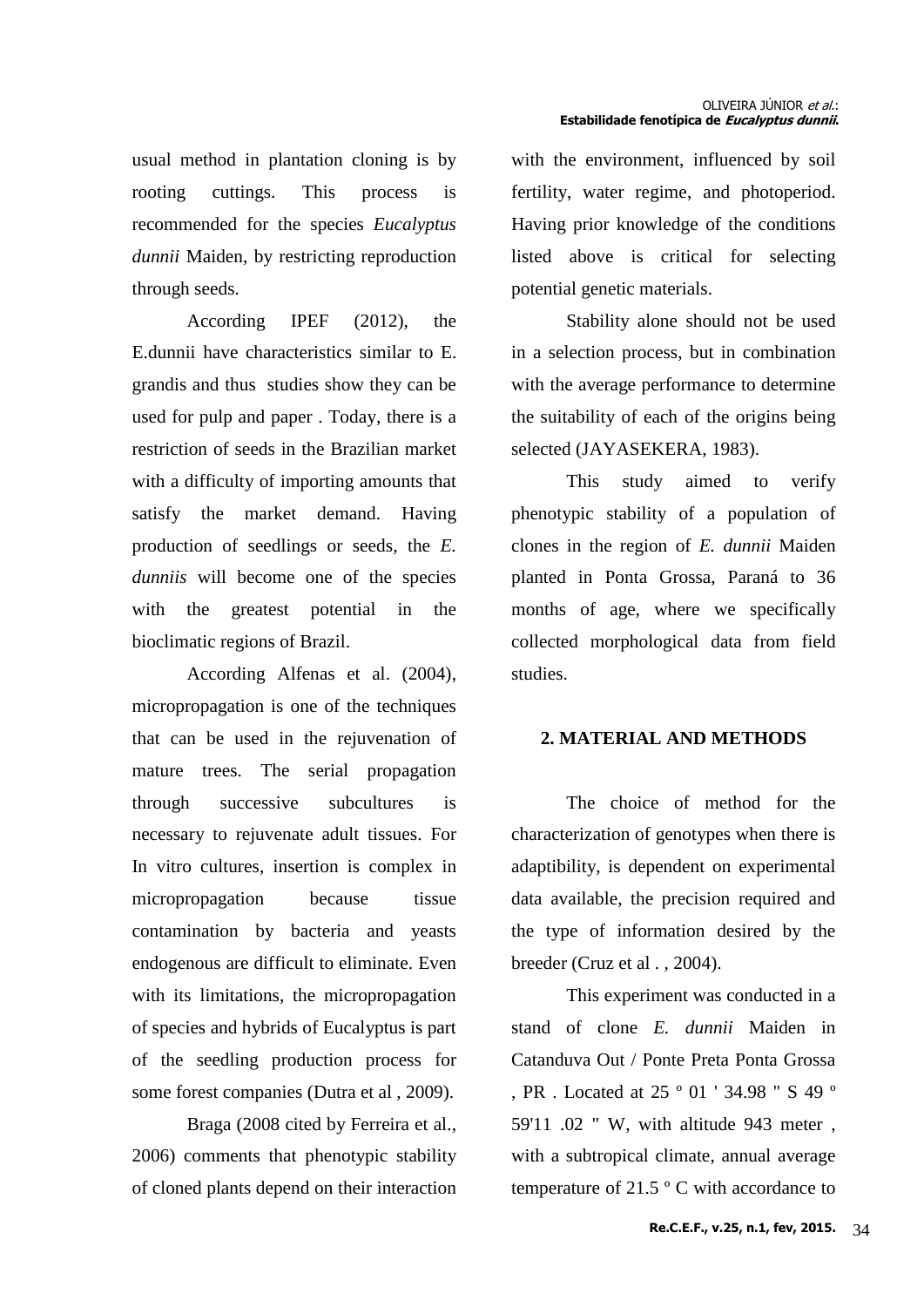usual method in plantation cloning is by rooting cuttings. This process is recommended for the species *Eucalyptus dunnii* Maiden, by restricting reproduction through seeds.

According IPEF (2012), the E.dunnii have characteristics similar to E. grandis and thus studies show they can be used for pulp and paper . Today, there is a restriction of seeds in the Brazilian market with a difficulty of importing amounts that satisfy the market demand. Having production of seedlings or seeds, the *E. dunniis* will become one of the species with the greatest potential in the bioclimatic regions of Brazil.

According Alfenas et al. (2004), micropropagation is one of the techniques that can be used in the rejuvenation of mature trees. The serial propagation through successive subcultures is necessary to rejuvenate adult tissues. For In vitro cultures, insertion is complex in micropropagation because tissue contamination by bacteria and yeasts endogenous are difficult to eliminate. Even with its limitations, the micropropagation of species and hybrids of Eucalyptus is part of the seedling production process for some forest companies (Dutra et al , 2009).

Braga (2008 cited by Ferreira et al., 2006) comments that phenotypic stability of cloned plants depend on their interaction with the environment, influenced by soil fertility, water regime, and photoperiod. Having prior knowledge of the conditions listed above is critical for selecting potential genetic materials.

Stability alone should not be used in a selection process, but in combination with the average performance to determine the suitability of each of the origins being selected (JAYASEKERA, 1983).

This study aimed to verify phenotypic stability of a population of clones in the region of *E. dunnii* Maiden planted in Ponta Grossa, Paraná to 36 months of age, where we specifically collected morphological data from field studies.

## 2. MATERIAL AND METHODS

The choice of method for the characterization of genotypes when there is adaptibility, is dependent on experimental data available, the precision required and the type of information desired by the breeder (Cruz et al . , 2004).

This experiment was conducted in a stand of clone *E. dunnii* Maiden in Catanduva Out / Ponte Preta Ponta Grossa , PR . Located at 25 º 01 ' 34.98 " S 49 º 59'11 .02 " W, with altitude 943 meter , with a subtropical climate, annual average temperature of 21.5 º C with accordance to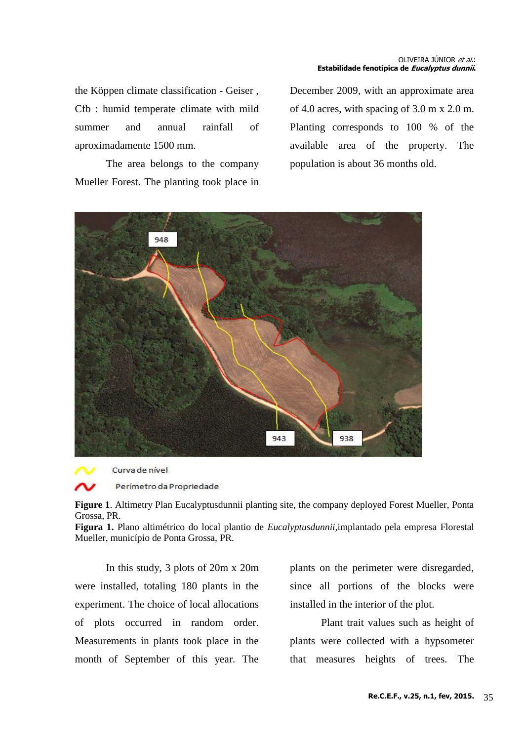the Köppen climate classification - Geiser , Cfb : humid temperate climate with mild summer and annual rainfall of aproximadamente 1500 mm.

The area belongs to the company Mueller Forest. The planting took place in December 2009, with an approximate area of 4.0 acres, with spacing of 3.0 m x 2.0 m. Planting corresponds to 100 % of the available area of the property. The population is about 36 months old.

**Figure 1**. Altimetry Plan Eucalyptusdunnii planting site, the company deployed Forest Mueller, Ponta Grossa, PR.
**Figura 1.** Plano altimétrico do local plantio de *Eucalyptusdunnii*,implantado pela empresa Florestal Mueller, município de Ponta Grossa, PR.

In this study, 3 plots of 20m x 20m were installed, totaling 180 plants in the experiment. The choice of local allocations of plots occurred in random order. Measurements in plants took place in the month of September of this year. The plants on the perimeter were disregarded, since all portions of the blocks were installed in the interior of the plot.

Plant trait values such as height of plants were collected with a hypsometer that measures heights of trees. The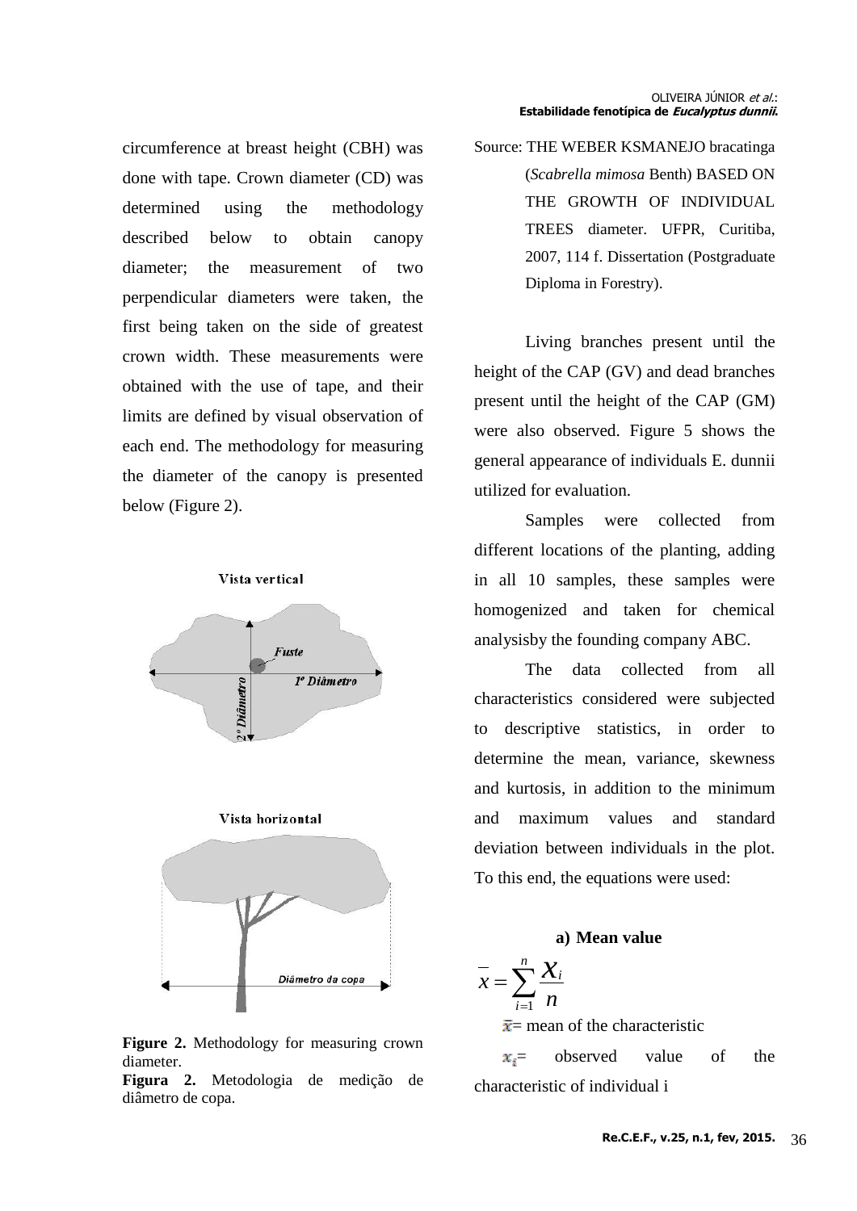circumference at breast height (CBH) was done with tape. Crown diameter (CD) was determined using the methodology described below to obtain canopy diameter; the measurement of two perpendicular diameters were taken, the first being taken on the side of greatest crown width. These measurements were obtained with the use of tape, and their limits are defined by visual observation of each end. The methodology for measuring the diameter of the canopy is presented below (Figure 2).

**Figure 2.** Methodology for measuring crown diameter.
**Figura 2.** Metodologia de medição de diâmetro de copa.

Source: THE WEBER KSMANEJO bracatinga (*Scabrella mimosa* Benth) BASED ON THE GROWTH OF INDIVIDUAL TREES diameter. UFPR, Curitiba, 2007, 114 f. Dissertation (Postgraduate Diploma in Forestry).

Living branches present until the height of the CAP (GV) and dead branches present until the height of the CAP (GM) were also observed. Figure 5 shows the general appearance of individuals E. dunnii utilized for evaluation.

Samples were collected from different locations of the planting, adding in all 10 samples, these samples were homogenized and taken for chemical analysisby the founding company ABC.

The data collected from all characteristics considered were subjected to descriptive statistics, in order to determine the mean, variance, skewness and kurtosis, in addition to the minimum and maximum values and standard deviation between individuals in the plot. To this end, the equations were used:

**a) Mean value**

$$\bar{x} = \sum_{i=1}^{n} \frac{x_i}{n}$$

$\bar{x}$= mean of the characteristic

$x_i$= observed value of the characteristic of individual i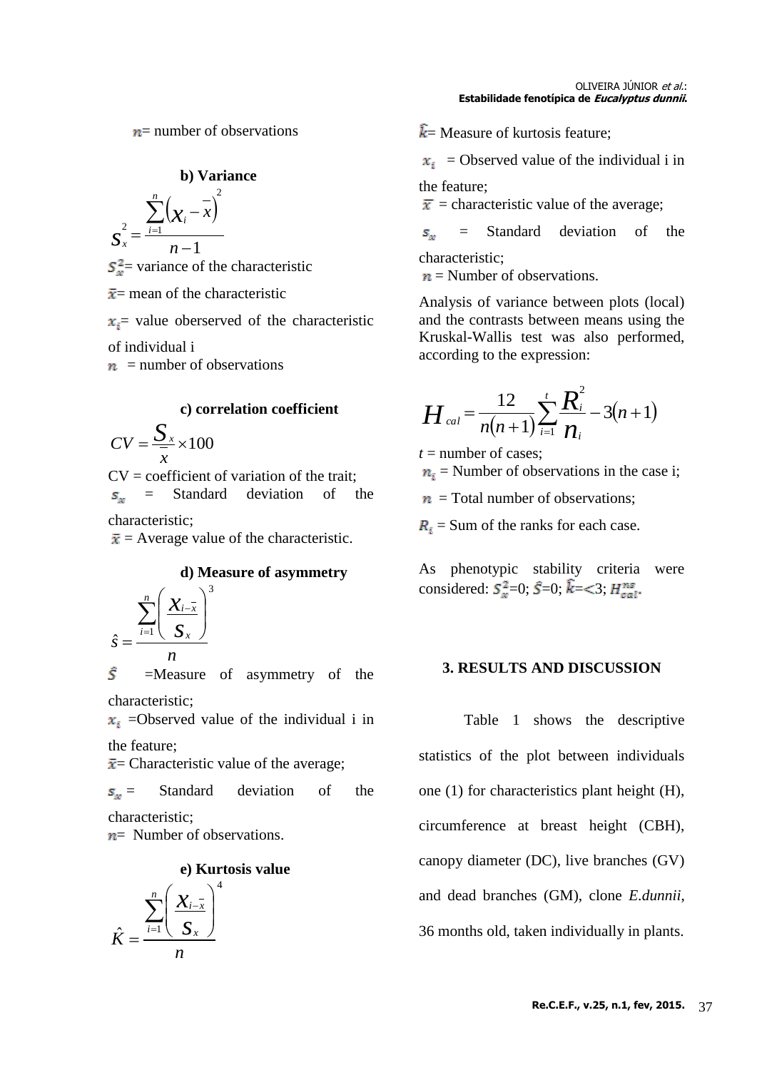$n$= number of observations

**b) Variance**

$$S_x^2 = \frac{\sum_{i=1}^{n}\left(x_i - \bar{x}\right)^2}{n-1}$$

$S_x^2$= variance of the characteristic

$\bar{x}$= mean of the characteristic

$x_i$= value oberserved of the characteristic of individual i

$n$ = number of observations

**c) correlation coefficient**

$$CV = \frac{S_x}{\bar{x}} \times 100$$

CV = coefficient of variation of the trait;

$s_x$ = Standard deviation of the characteristic;

$\bar{x}$ = Average value of the characteristic.

**d) Measure of asymmetry**

$$\hat{s} = \frac{\sum_{i=1}^{n}\left(\frac{x_{i-\bar{x}}}{s_x}\right)^3}{n}$$

$\hat{S}$ =Measure of asymmetry of the characteristic;

$x_i$ =Observed value of the individual i in the feature;

$\bar{x}$= Characteristic value of the average;

$s_x$ = Standard deviation of the characteristic;

$n$= Number of observations.

**e) Kurtosis value**

$$\hat{K} = \frac{\sum_{i=1}^{n}\left(\frac{X_{i-\bar{x}}}{S_x}\right)^4}{n}$$

$\hat{k}$= Measure of kurtosis feature;

$x_i$ = Observed value of the individual i in the feature;

$\bar{x}$ = characteristic value of the average;

$s_x$ = Standard deviation of the characteristic;

$n$ = Number of observations.

Analysis of variance between plots (local) and the contrasts between means using the Kruskal-Wallis test was also performed, according to the expression:

$$H_{cal} = \frac{12}{n(n+1)}\sum_{i=1}^{t}\frac{R_i^2}{n_i} - 3(n+1)$$

$t$ = number of cases;

$n_i$ = Number of observations in the case i;

$n$ = Total number of observations;

$R_i$ = Sum of the ranks for each case.

As phenotypic stability criteria were considered: $S_x^2$=0; $\hat{S}$=0; $\hat{k}$=<3; $H_{cal}^{ns}$.

## 3. RESULTS AND DISCUSSION

Table 1 shows the descriptive statistics of the plot between individuals one (1) for characteristics plant height (H), circumference at breast height (CBH), canopy diameter (DC), live branches (GV) and dead branches (GM), clone *E.dunnii*, 36 months old, taken individually in plants.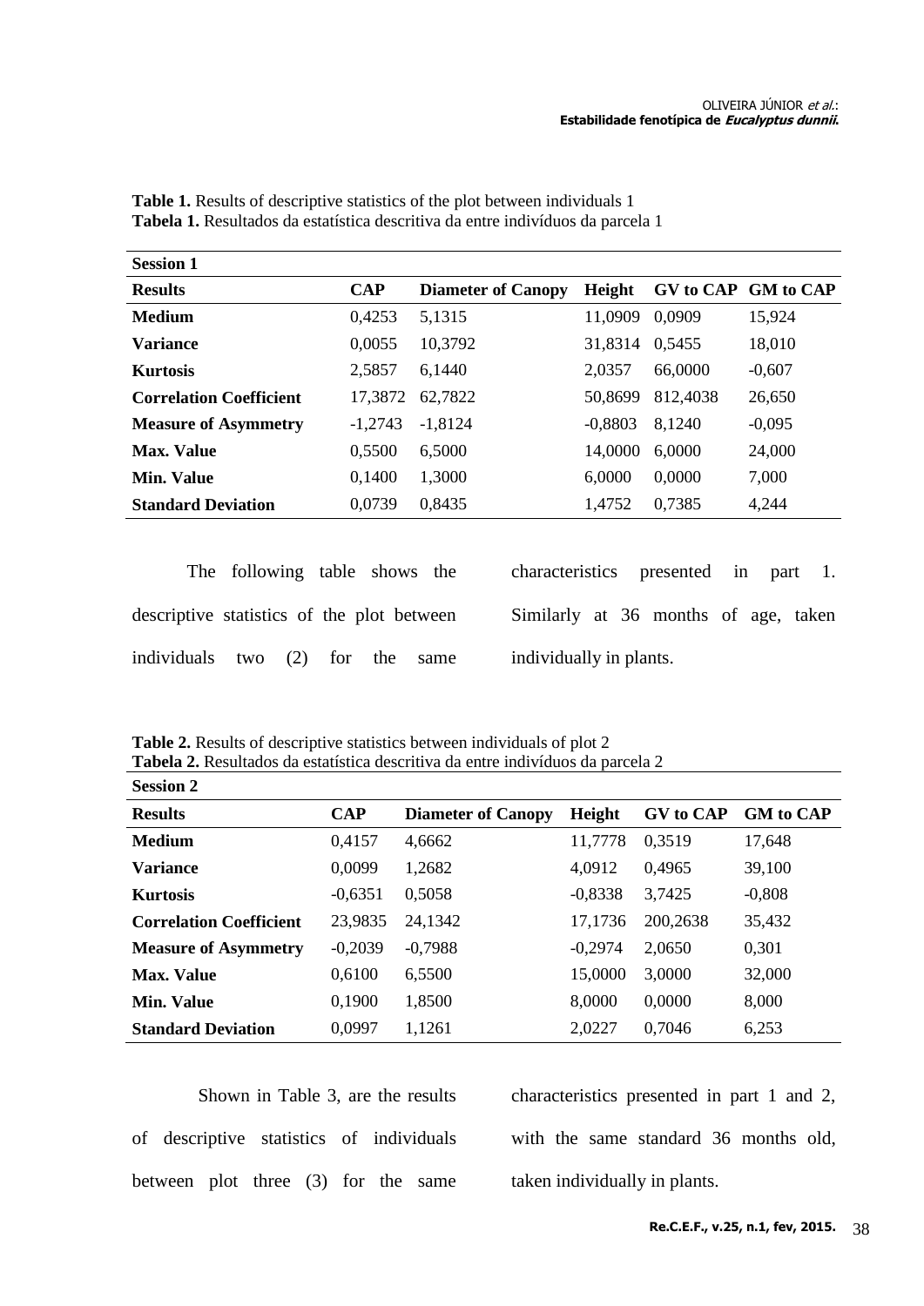**Table 1.** Results of descriptive statistics of the plot between individuals 1
**Tabela 1.** Resultados da estatística descritiva da entre indivíduos da parcela 1

| **Session 1** | | | | | |
|---|---|---|---|---|---|
| **Results** | **CAP** | **Diameter of Canopy** | **Height** | **GV to CAP** | **GM to CAP** |
| **Medium** | 0,4253 | 5,1315 | 11,0909 | 0,0909 | 15,924 |
| **Variance** | 0,0055 | 10,3792 | 31,8314 | 0,5455 | 18,010 |
| **Kurtosis** | 2,5857 | 6,1440 | 2,0357 | 66,0000 | -0,607 |
| **Correlation Coefficient** | 17,3872 | 62,7822 | 50,8699 | 812,4038 | 26,650 |
| **Measure of Asymmetry** | -1,2743 | -1,8124 | -0,8803 | 8,1240 | -0,095 |
| **Max. Value** | 0,5500 | 6,5000 | 14,0000 | 6,0000 | 24,000 |
| **Min. Value** | 0,1400 | 1,3000 | 6,0000 | 0,0000 | 7,000 |
| **Standard Deviation** | 0,0739 | 0,8435 | 1,4752 | 0,7385 | 4,244 |

The following table shows the descriptive statistics of the plot between individuals two (2) for the same characteristics presented in part 1. Similarly at 36 months of age, taken individually in plants.

**Table 2.** Results of descriptive statistics between individuals of plot 2
**Tabela 2.** Resultados da estatística descritiva da entre indivíduos da parcela 2

| **Session 2** | | | | | |
|---|---|---|---|---|---|
| **Results** | **CAP** | **Diameter of Canopy** | **Height** | **GV to CAP** | **GM to CAP** |
| **Medium** | 0,4157 | 4,6662 | 11,7778 | 0,3519 | 17,648 |
| **Variance** | 0,0099 | 1,2682 | 4,0912 | 0,4965 | 39,100 |
| **Kurtosis** | -0,6351 | 0,5058 | -0,8338 | 3,7425 | -0,808 |
| **Correlation Coefficient** | 23,9835 | 24,1342 | 17,1736 | 200,2638 | 35,432 |
| **Measure of Asymmetry** | -0,2039 | -0,7988 | -0,2974 | 2,0650 | 0,301 |
| **Max. Value** | 0,6100 | 6,5500 | 15,0000 | 3,0000 | 32,000 |
| **Min. Value** | 0,1900 | 1,8500 | 8,0000 | 0,0000 | 8,000 |
| **Standard Deviation** | 0,0997 | 1,1261 | 2,0227 | 0,7046 | 6,253 |

Shown in Table 3, are the results of descriptive statistics of individuals between plot three (3) for the same characteristics presented in part 1 and 2, with the same standard 36 months old, taken individually in plants.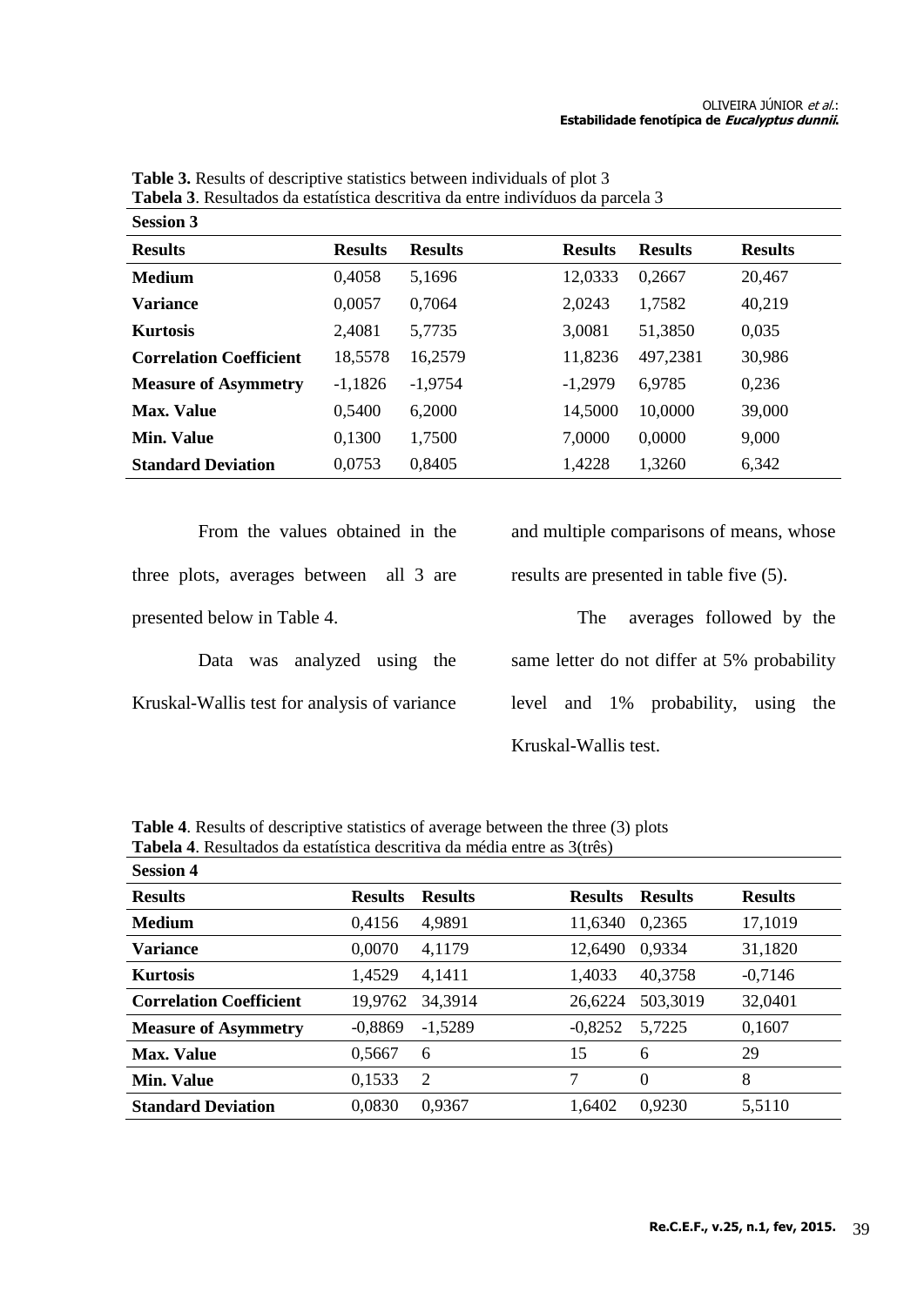**Table 3.** Results of descriptive statistics between individuals of plot 3
**Tabela 3**. Resultados da estatística descritiva da entre indivíduos da parcela 3

| **Session 3** | | | | | |
|---|---|---|---|---|---|
| **Results** | **Results** | **Results** | **Results** | **Results** | **Results** |
| **Medium** | 0,4058 | 5,1696 | 12,0333 | 0,2667 | 20,467 |
| **Variance** | 0,0057 | 0,7064 | 2,0243 | 1,7582 | 40,219 |
| **Kurtosis** | 2,4081 | 5,7735 | 3,0081 | 51,3850 | 0,035 |
| **Correlation Coefficient** | 18,5578 | 16,2579 | 11,8236 | 497,2381 | 30,986 |
| **Measure of Asymmetry** | -1,1826 | -1,9754 | -1,2979 | 6,9785 | 0,236 |
| **Max. Value** | 0,5400 | 6,2000 | 14,5000 | 10,0000 | 39,000 |
| **Min. Value** | 0,1300 | 1,7500 | 7,0000 | 0,0000 | 9,000 |
| **Standard Deviation** | 0,0753 | 0,8405 | 1,4228 | 1,3260 | 6,342 |

From the values obtained in the three plots, averages between all 3 are presented below in Table 4.

Data was analyzed using the Kruskal-Wallis test for analysis of variance and multiple comparisons of means, whose results are presented in table five (5).

The averages followed by the same letter do not differ at 5% probability level and 1% probability, using the Kruskal-Wallis test.

**Table 4**. Results of descriptive statistics of average between the three (3) plots
**Tabela 4**. Resultados da estatística descritiva da média entre as 3(três)

| **Session 4** | | | | | |
|---|---|---|---|---|---|
| **Results** | **Results** | **Results** | **Results** | **Results** | **Results** |
| **Medium** | 0,4156 | 4,9891 | 11,6340 | 0,2365 | 17,1019 |
| **Variance** | 0,0070 | 4,1179 | 12,6490 | 0,9334 | 31,1820 |
| **Kurtosis** | 1,4529 | 4,1411 | 1,4033 | 40,3758 | -0,7146 |
| **Correlation Coefficient** | 19,9762 | 34,3914 | 26,6224 | 503,3019 | 32,0401 |
| **Measure of Asymmetry** | -0,8869 | -1,5289 | -0,8252 | 5,7225 | 0,1607 |
| **Max. Value** | 0,5667 | 6 | 15 | 6 | 29 |
| **Min. Value** | 0,1533 | 2 | 7 | 0 | 8 |
| **Standard Deviation** | 0,0830 | 0,9367 | 1,6402 | 0,9230 | 5,5110 |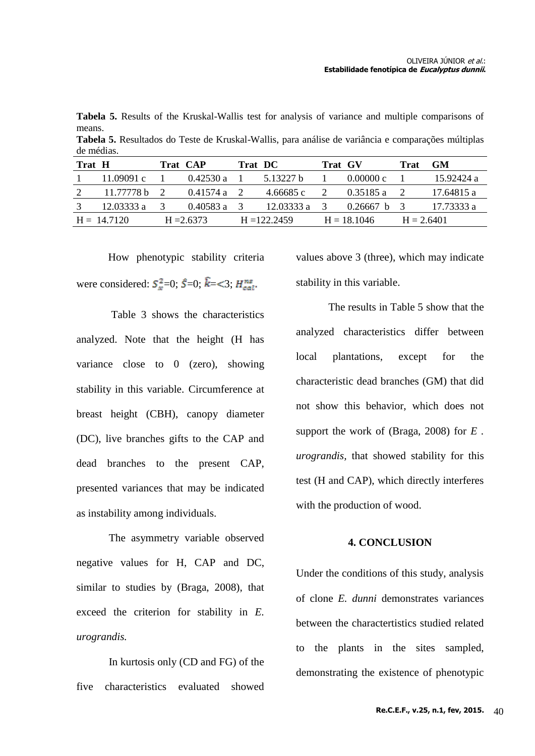**Tabela 5.** Results of the Kruskal-Wallis test for analysis of variance and multiple comparisons of means.

**Tabela 5.** Resultados do Teste de Kruskal-Wallis, para análise de variância e comparações múltiplas de médias.

| Trat | H | Trat | CAP | Trat | DC | Trat | GV | Trat | GM |
|---|---|---|---|---|---|---|---|---|---|
| 1 | 11.09091 c | 1 | 0.42530 a | 1 | 5.13227 b | 1 | 0.00000 c | 1 | 15.92424 a |
| 2 | 11.77778 b | 2 | 0.41574 a | 2 | 4.66685 c | 2 | 0.35185 a | 2 | 17.64815 a |
| 3 | 12.03333 a | 3 | 0.40583 a | 3 | 12.03333 a | 3 | 0.26667 b | 3 | 17.73333 a |
| H = 14.7120 | | H =2.6373 | | H =122.2459 | | H = 18.1046 | | H = 2.6401 | |

How phenotypic stability criteria were considered: $S_x^2$=0; $\hat{S}$=0; $\hat{k}$=<3; $H_{cal}^{ns}$.

Table 3 shows the characteristics analyzed. Note that the height (H has variance close to 0 (zero), showing stability in this variable. Circumference at breast height (CBH), canopy diameter (DC), live branches gifts to the CAP and dead branches to the present CAP, presented variances that may be indicated as instability among individuals.

The asymmetry variable observed negative values for H, CAP and DC, similar to studies by (Braga, 2008), that exceed the criterion for stability in *E. urograndis.*

In kurtosis only (CD and FG) of the five characteristics evaluated showed values above 3 (three), which may indicate stability in this variable.

The results in Table 5 show that the analyzed characteristics differ between local plantations, except for the characteristic dead branches (GM) that did not show this behavior, which does not support the work of (Braga, 2008) for *E . urograndis*, that showed stability for this test (H and CAP), which directly interferes with the production of wood.

## 4. CONCLUSION

Under the conditions of this study, analysis of clone *E. dunni* demonstrates variances between the charactertistics studied related to the plants in the sites sampled, demonstrating the existence of phenotypic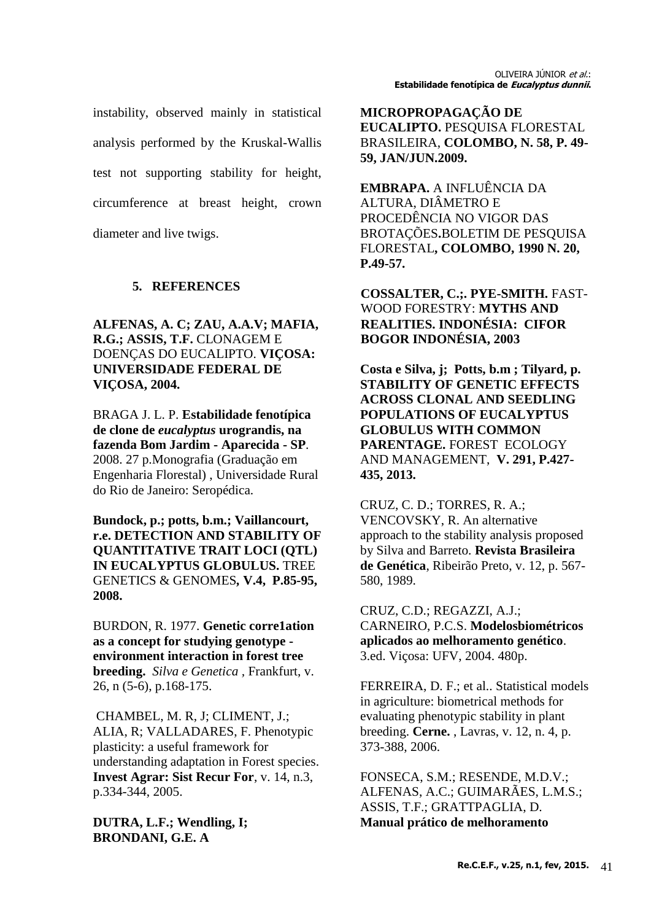instability, observed mainly in statistical analysis performed by the Kruskal-Wallis test not supporting stability for height, circumference at breast height, crown diameter and live twigs.

## 5. REFERENCES

**ALFENAS, A. C; ZAU, A.A.V; MAFIA, R.G.; ASSIS, T.F.** CLONAGEM E DOENÇAS DO EUCALIPTO. **VIÇOSA: UNIVERSIDADE FEDERAL DE VIÇOSA, 2004.**

BRAGA J. L. P. **Estabilidade fenotípica de clone de *eucalyptus* urograndis, na fazenda Bom Jardim - Aparecida - SP**. 2008. 27 p.Monografia (Graduação em Engenharia Florestal) , Universidade Rural do Rio de Janeiro: Seropédica.

**Bundock, p.; potts, b.m.; Vaillancourt, r.e. DETECTION AND STABILITY OF QUANTITATIVE TRAIT LOCI (QTL) IN EUCALYPTUS GLOBULUS.** TREE GENETICS & GENOMES**, V.4, P.85-95, 2008.**

BURDON, R. 1977. **Genetic corre1ation as a concept for studying genotype - environment interaction in forest tree breeding.** *Silva e Genetica* , Frankfurt, v. 26, n (5-6), p.168-175.

CHAMBEL, M. R, J; CLIMENT, J.; ALIA, R; VALLADARES, F. Phenotypic plasticity: a useful framework for understanding adaptation in Forest species. **Invest Agrar: Sist Recur For**, v. 14, n.3, p.334-344, 2005.

**DUTRA, L.F.; Wendling, I; BRONDANI, G.E. A MICROPROPAGAÇÃO DE EUCALIPTO.** PESQUISA FLORESTAL BRASILEIRA, **COLOMBO, N. 58, P. 49-59, JAN/JUN.2009.**

**EMBRAPA.** A INFLUÊNCIA DA ALTURA, DIÂMETRO E PROCEDÊNCIA NO VIGOR DAS BROTAÇÕES**.**BOLETIM DE PESQUISA FLORESTAL**, COLOMBO, 1990 N. 20, P.49-57.**

**COSSALTER, C.;. PYE-SMITH.** FAST-WOOD FORESTRY: **MYTHS AND REALITIES. INDONÉSIA: CIFOR BOGOR INDONÉSIA, 2003**

**Costa e Silva, j; Potts, b.m ; Tilyard, p. STABILITY OF GENETIC EFFECTS ACROSS CLONAL AND SEEDLING POPULATIONS OF EUCALYPTUS GLOBULUS WITH COMMON PARENTAGE.** FOREST ECOLOGY AND MANAGEMENT, **V. 291, P.427-435, 2013.**

CRUZ, C. D.; TORRES, R. A.; VENCOVSKY, R. An alternative approach to the stability analysis proposed by Silva and Barreto. **Revista Brasileira de Genética**, Ribeirão Preto, v. 12, p. 567-580, 1989.

CRUZ, C.D.; REGAZZI, A.J.; CARNEIRO, P.C.S. **Modelosbiométricos aplicados ao melhoramento genético**. 3.ed. Viçosa: UFV, 2004. 480p.

FERREIRA, D. F.; et al.. Statistical models in agriculture: biometrical methods for evaluating phenotypic stability in plant breeding. **Cerne.** , Lavras, v. 12, n. 4, p. 373-388, 2006.

FONSECA, S.M.; RESENDE, M.D.V.; ALFENAS, A.C.; GUIMARÃES, L.M.S.; ASSIS, T.F.; GRATTPAGLIA, D. **Manual prático de melhoramento**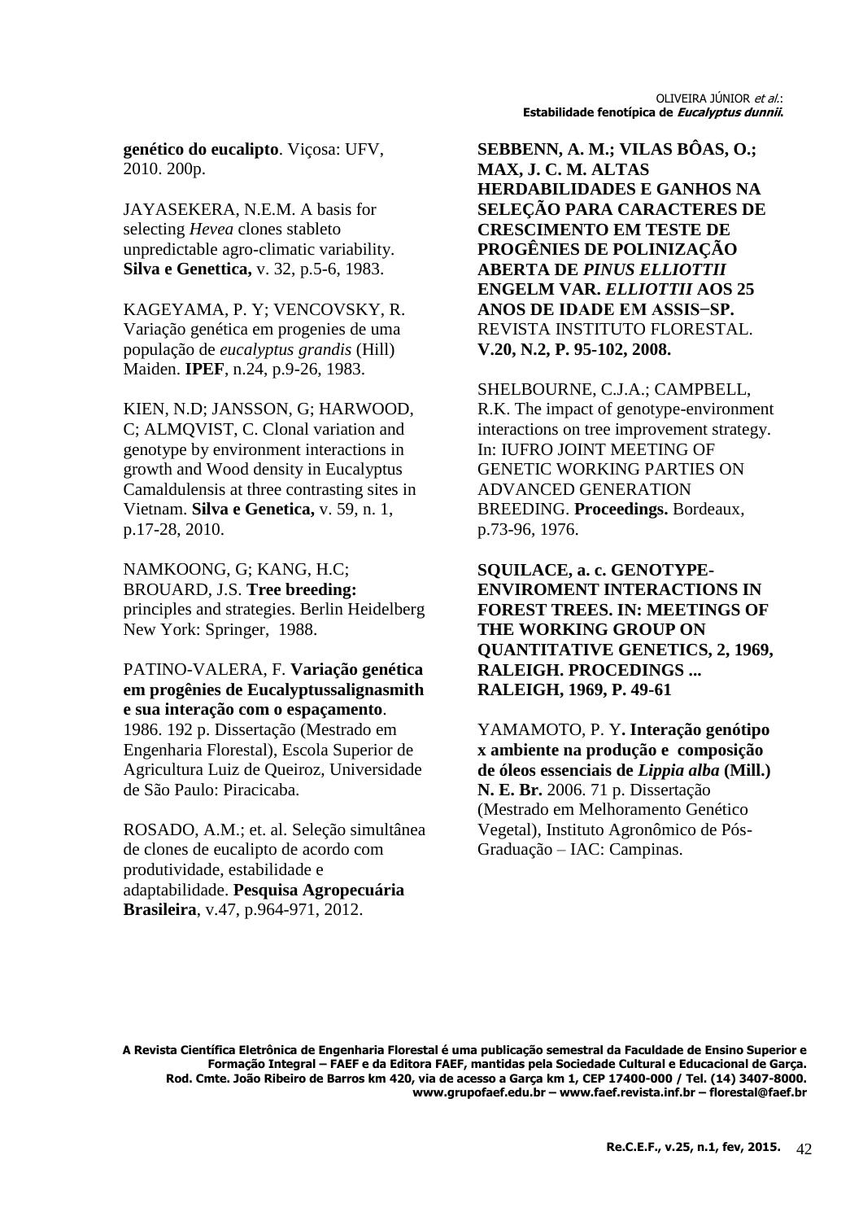**genético do eucalipto**. Viçosa: UFV, 2010. 200p.

JAYASEKERA, N.E.M. A basis for selecting *Hevea* clones stableto unpredictable agro-climatic variability. **Silva e Genettica,** v. 32, p.5-6, 1983.

KAGEYAMA, P. Y; VENCOVSKY, R. Variação genética em progenies de uma população de *eucalyptus grandis* (Hill) Maiden. **IPEF**, n.24, p.9-26, 1983.

KIEN, N.D; JANSSON, G; HARWOOD, C; ALMQVIST, C. Clonal variation and genotype by environment interactions in growth and Wood density in Eucalyptus Camaldulensis at three contrasting sites in Vietnam. **Silva e Genetica,** v. 59, n. 1, p.17-28, 2010.

NAMKOONG, G; KANG, H.C; BROUARD, J.S. **Tree breeding:** principles and strategies. Berlin Heidelberg New York: Springer, 1988.

PATINO-VALERA, F. **Variação genética em progênies de Eucalyptussalignasmith e sua interação com o espaçamento**. 1986. 192 p. Dissertação (Mestrado em Engenharia Florestal), Escola Superior de Agricultura Luiz de Queiroz, Universidade de São Paulo: Piracicaba.

ROSADO, A.M.; et. al. Seleção simultânea de clones de eucalipto de acordo com produtividade, estabilidade e adaptabilidade. **Pesquisa Agropecuária Brasileira**, v.47, p.964-971, 2012.

**SEBBENN, A. M.; VILAS BÔAS, O.; MAX, J. C. M. ALTAS HERDABILIDADES E GANHOS NA SELEÇÃO PARA CARACTERES DE CRESCIMENTO EM TESTE DE PROGÊNIES DE POLINIZAÇÃO ABERTA DE *PINUS ELLIOTTII* ENGELM VAR. *ELLIOTTII* AOS 25 ANOS DE IDADE EM ASSIS‒SP.** REVISTA INSTITUTO FLORESTAL. **V.20, N.2, P. 95-102, 2008.**

SHELBOURNE, C.J.A.; CAMPBELL, R.K. The impact of genotype-environment interactions on tree improvement strategy. In: IUFRO JOINT MEETING OF GENETIC WORKING PARTIES ON ADVANCED GENERATION BREEDING. **Proceedings.** Bordeaux, p.73-96, 1976.

**SQUILACE, a. c. GENOTYPE-ENVIROMENT INTERACTIONS IN FOREST TREES. IN: MEETINGS OF THE WORKING GROUP ON QUANTITATIVE GENETICS, 2, 1969, RALEIGH. PROCEDINGS ... RALEIGH, 1969, P. 49-61**

YAMAMOTO, P. Y**. Interação genótipo x ambiente na produção e composição de óleos essenciais de *Lippia alba* (Mill.) N. E. Br.** 2006. 71 p. Dissertação (Mestrado em Melhoramento Genético Vegetal), Instituto Agronômico de Pós-Graduação – IAC: Campinas.